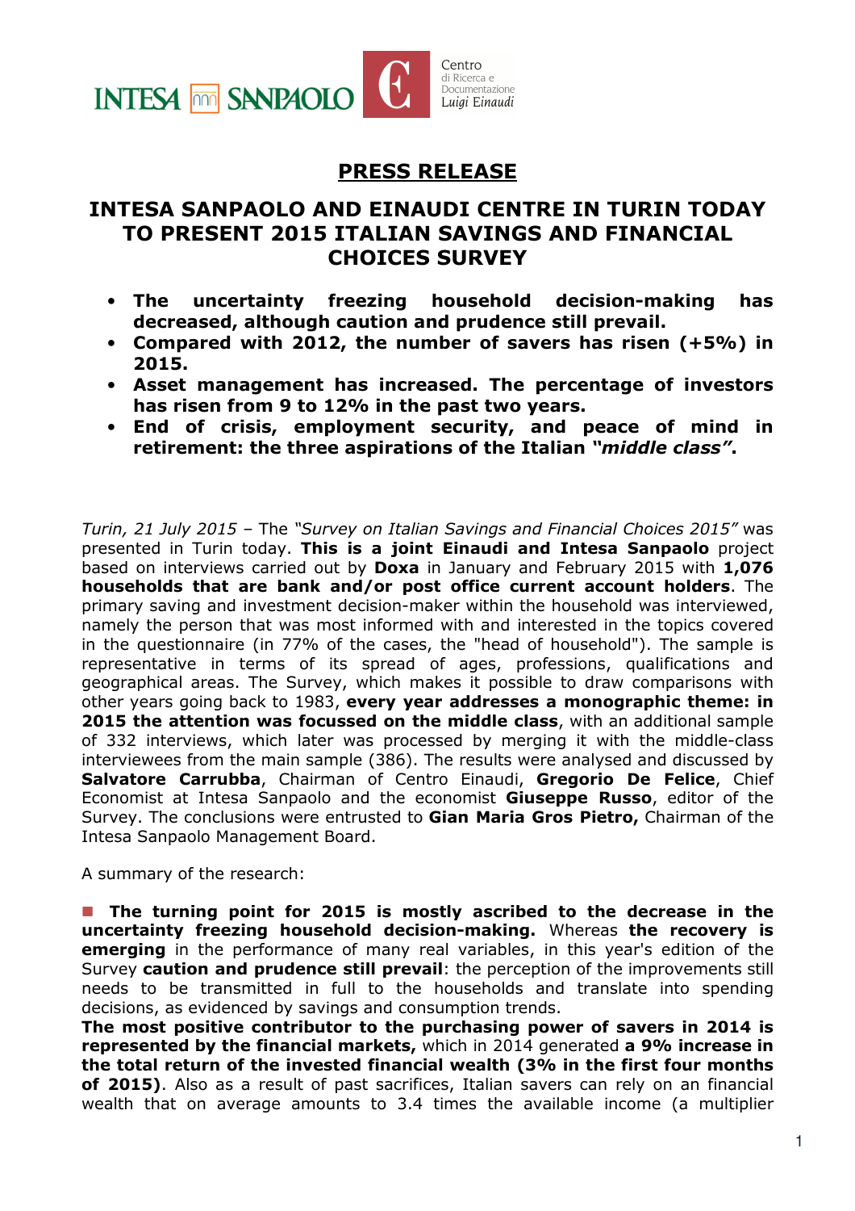# PRESS RELEASE

## INTESA SANPAOLO AND EINAUDI CENTRE IN TURIN TODAY TO PRESENT 2015 ITALIAN SAVINGS AND FINANCIAL CHOICES SURVEY

- **The uncertainty freezing household decision-making has decreased, although caution and prudence still prevail.**
- **Compared with 2012, the number of savers has risen (+5%) in 2015.**
- **Asset management has increased. The percentage of investors has risen from 9 to 12% in the past two years.**
- **End of crisis, employment security, and peace of mind in retirement: the three aspirations of the Italian *"middle class"*.**

*Turin, 21 July 2015* – The *"Survey on Italian Savings and Financial Choices 2015"* was presented in Turin today. **This is a joint Einaudi and Intesa Sanpaolo** project based on interviews carried out by **Doxa** in January and February 2015 with **1,076 households that are bank and/or post office current account holders**. The primary saving and investment decision-maker within the household was interviewed, namely the person that was most informed with and interested in the topics covered in the questionnaire (in 77% of the cases, the "head of household"). The sample is representative in terms of its spread of ages, professions, qualifications and geographical areas. The Survey, which makes it possible to draw comparisons with other years going back to 1983, **every year addresses a monographic theme: in 2015 the attention was focussed on the middle class**, with an additional sample of 332 interviews, which later was processed by merging it with the middle-class interviewees from the main sample (386). The results were analysed and discussed by **Salvatore Carrubba**, Chairman of Centro Einaudi, **Gregorio De Felice**, Chief Economist at Intesa Sanpaolo and the economist **Giuseppe Russo**, editor of the Survey. The conclusions were entrusted to **Gian Maria Gros Pietro,** Chairman of the Intesa Sanpaolo Management Board.

A summary of the research:

- **The turning point for 2015 is mostly ascribed to the decrease in the uncertainty freezing household decision-making.** Whereas **the recovery is emerging** in the performance of many real variables, in this year's edition of the Survey **caution and prudence still prevail**: the perception of the improvements still needs to be transmitted in full to the households and translate into spending decisions, as evidenced by savings and consumption trends.

**The most positive contributor to the purchasing power of savers in 2014 is represented by the financial markets,** which in 2014 generated **a 9% increase in the total return of the invested financial wealth (3% in the first four months of 2015)**. Also as a result of past sacrifices, Italian savers can rely on an financial wealth that on average amounts to 3.4 times the available income (a multiplier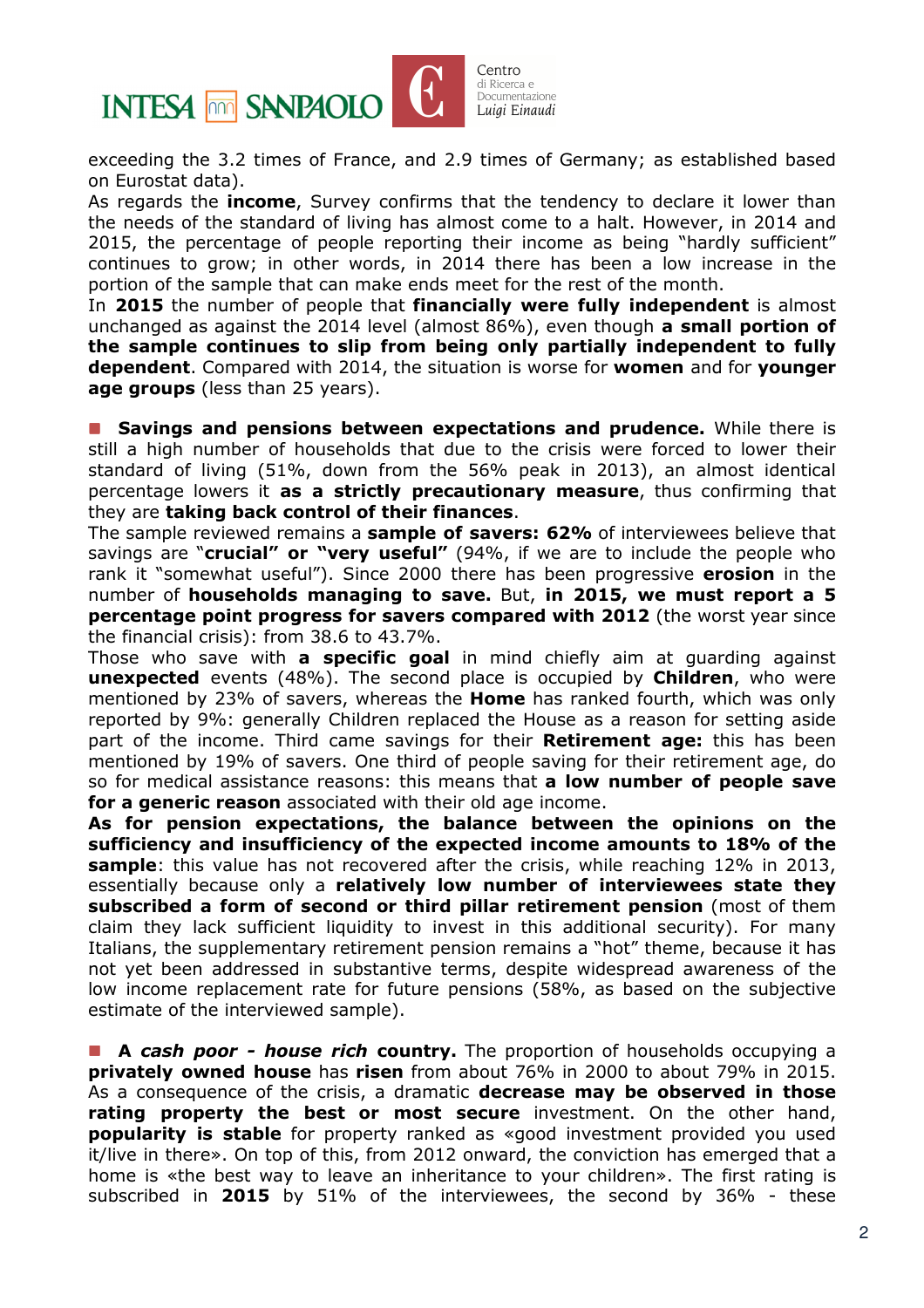exceeding the 3.2 times of France, and 2.9 times of Germany; as established based on Eurostat data).

As regards the **income**, Survey confirms that the tendency to declare it lower than the needs of the standard of living has almost come to a halt. However, in 2014 and 2015, the percentage of people reporting their income as being "hardly sufficient" continues to grow; in other words, in 2014 there has been a low increase in the portion of the sample that can make ends meet for the rest of the month.

In **2015** the number of people that **financially were fully independent** is almost unchanged as against the 2014 level (almost 86%), even though **a small portion of the sample continues to slip from being only partially independent to fully dependent**. Compared with 2014, the situation is worse for **women** and for **younger age groups** (less than 25 years).

- **Savings and pensions between expectations and prudence.** While there is still a high number of households that due to the crisis were forced to lower their standard of living (51%, down from the 56% peak in 2013), an almost identical percentage lowers it **as a strictly precautionary measure**, thus confirming that they are **taking back control of their finances**.

The sample reviewed remains a **sample of savers: 62%** of interviewees believe that savings are "**crucial" or "very useful"** (94%, if we are to include the people who rank it "somewhat useful"). Since 2000 there has been progressive **erosion** in the number of **households managing to save.** But, **in 2015, we must report a 5 percentage point progress for savers compared with 2012** (the worst year since the financial crisis): from 38.6 to 43.7%.

Those who save with **a specific goal** in mind chiefly aim at guarding against **unexpected** events (48%). The second place is occupied by **Children**, who were mentioned by 23% of savers, whereas the **Home** has ranked fourth, which was only reported by 9%: generally Children replaced the House as a reason for setting aside part of the income. Third came savings for their **Retirement age:** this has been mentioned by 19% of savers. One third of people saving for their retirement age, do so for medical assistance reasons: this means that **a low number of people save for a generic reason** associated with their old age income.

**As for pension expectations, the balance between the opinions on the sufficiency and insufficiency of the expected income amounts to 18% of the sample**: this value has not recovered after the crisis, while reaching 12% in 2013, essentially because only a **relatively low number of interviewees state they subscribed a form of second or third pillar retirement pension** (most of them claim they lack sufficient liquidity to invest in this additional security). For many Italians, the supplementary retirement pension remains a "hot" theme, because it has not yet been addressed in substantive terms, despite widespread awareness of the low income replacement rate for future pensions (58%, as based on the subjective estimate of the interviewed sample).

- **A *cash poor - house rich* country.** The proportion of households occupying a **privately owned house** has **risen** from about 76% in 2000 to about 79% in 2015. As a consequence of the crisis, a dramatic **decrease may be observed in those rating property the best or most secure** investment. On the other hand, **popularity is stable** for property ranked as «good investment provided you used it/live in there». On top of this, from 2012 onward, the conviction has emerged that a home is «the best way to leave an inheritance to your children». The first rating is subscribed in **2015** by 51% of the interviewees, the second by 36% - these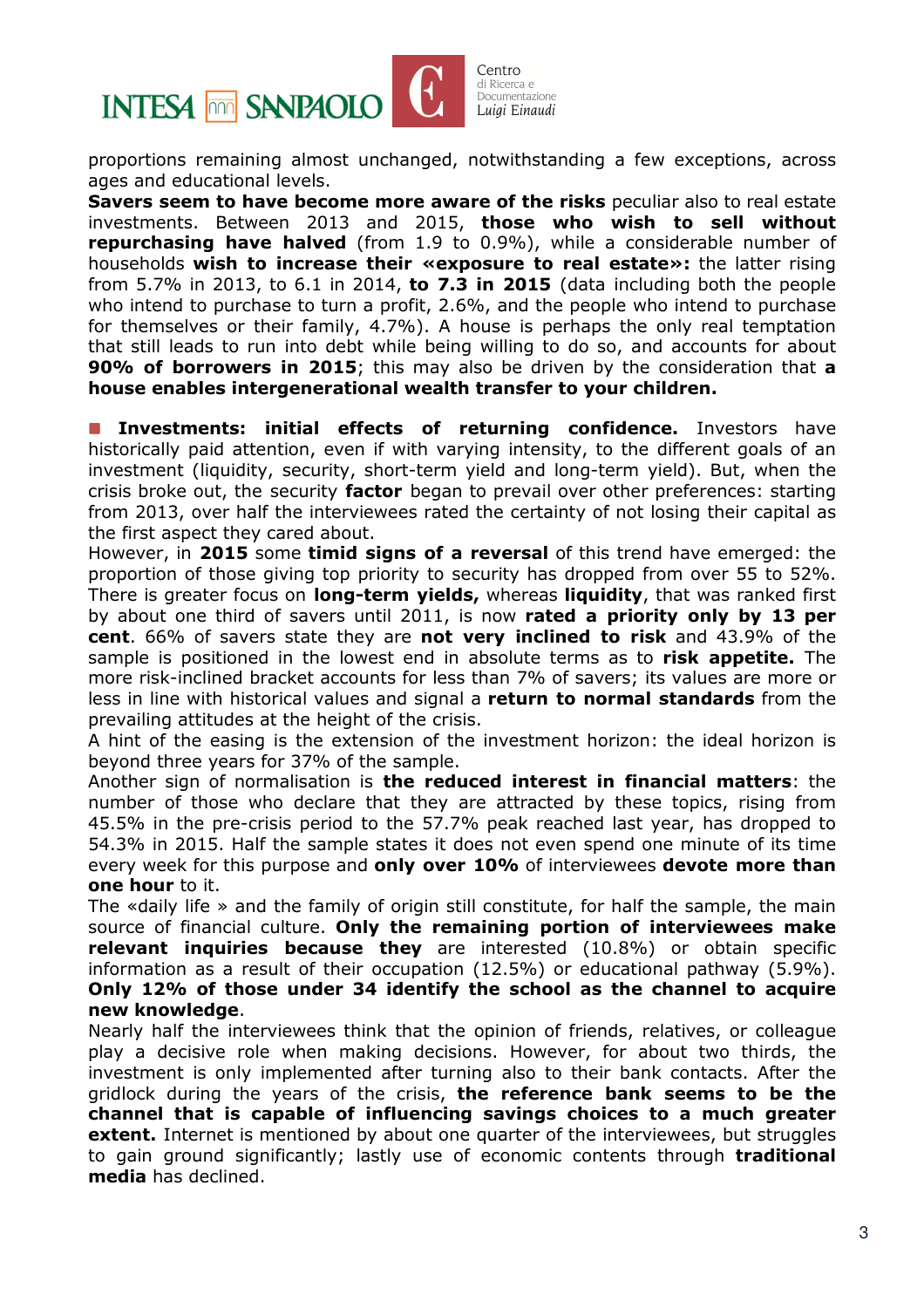proportions remaining almost unchanged, notwithstanding a few exceptions, across ages and educational levels.

**Savers seem to have become more aware of the risks** peculiar also to real estate investments. Between 2013 and 2015, **those who wish to sell without repurchasing have halved** (from 1.9 to 0.9%), while a considerable number of households **wish to increase their «exposure to real estate»:** the latter rising from 5.7% in 2013, to 6.1 in 2014, **to 7.3 in 2015** (data including both the people who intend to purchase to turn a profit, 2.6%, and the people who intend to purchase for themselves or their family, 4.7%). A house is perhaps the only real temptation that still leads to run into debt while being willing to do so, and accounts for about **90% of borrowers in 2015**; this may also be driven by the consideration that **a house enables intergenerational wealth transfer to your children.**

- **Investments: initial effects of returning confidence.** Investors have historically paid attention, even if with varying intensity, to the different goals of an investment (liquidity, security, short-term yield and long-term yield). But, when the crisis broke out, the security **factor** began to prevail over other preferences: starting from 2013, over half the interviewees rated the certainty of not losing their capital as the first aspect they cared about.

However, in **2015** some **timid signs of a reversal** of this trend have emerged: the proportion of those giving top priority to security has dropped from over 55 to 52%. There is greater focus on **long-term yields,** whereas **liquidity**, that was ranked first by about one third of savers until 2011, is now **rated a priority only by 13 per cent**. 66% of savers state they are **not very inclined to risk** and 43.9% of the sample is positioned in the lowest end in absolute terms as to **risk appetite.** The more risk-inclined bracket accounts for less than 7% of savers; its values are more or less in line with historical values and signal a **return to normal standards** from the prevailing attitudes at the height of the crisis.

A hint of the easing is the extension of the investment horizon: the ideal horizon is beyond three years for 37% of the sample.

Another sign of normalisation is **the reduced interest in financial matters**: the number of those who declare that they are attracted by these topics, rising from 45.5% in the pre-crisis period to the 57.7% peak reached last year, has dropped to 54.3% in 2015. Half the sample states it does not even spend one minute of its time every week for this purpose and **only over 10%** of interviewees **devote more than one hour** to it.

The «daily life » and the family of origin still constitute, for half the sample, the main source of financial culture. **Only the remaining portion of interviewees make relevant inquiries because they** are interested (10.8%) or obtain specific information as a result of their occupation (12.5%) or educational pathway (5.9%). **Only 12% of those under 34 identify the school as the channel to acquire new knowledge**.

Nearly half the interviewees think that the opinion of friends, relatives, or colleague play a decisive role when making decisions. However, for about two thirds, the investment is only implemented after turning also to their bank contacts. After the gridlock during the years of the crisis, **the reference bank seems to be the channel that is capable of influencing savings choices to a much greater extent.** Internet is mentioned by about one quarter of the interviewees, but struggles to gain ground significantly; lastly use of economic contents through **traditional media** has declined.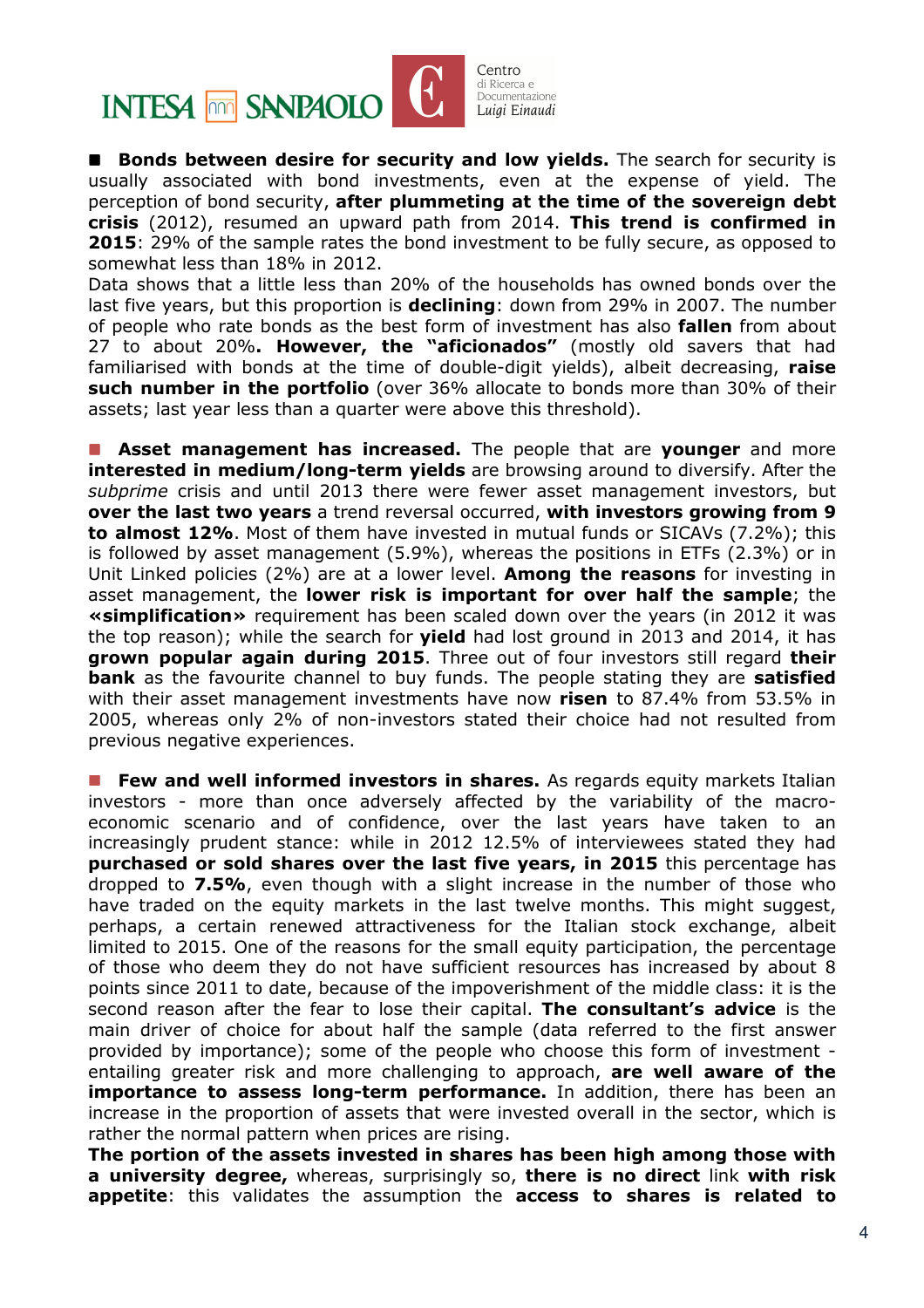■ **Bonds between desire for security and low yields.** The search for security is usually associated with bond investments, even at the expense of yield. The perception of bond security, **after plummeting at the time of the sovereign debt crisis** (2012), resumed an upward path from 2014. **This trend is confirmed in 2015**: 29% of the sample rates the bond investment to be fully secure, as opposed to somewhat less than 18% in 2012.
Data shows that a little less than 20% of the households has owned bonds over the last five years, but this proportion is **declining**: down from 29% in 2007. The number of people who rate bonds as the best form of investment has also **fallen** from about 27 to about 20%**. However, the "aficionados"** (mostly old savers that had familiarised with bonds at the time of double-digit yields), albeit decreasing, **raise such number in the portfolio** (over 36% allocate to bonds more than 30% of their assets; last year less than a quarter were above this threshold).

■ **Asset management has increased.** The people that are **younger** and more **interested in medium/long-term yields** are browsing around to diversify. After the *subprime* crisis and until 2013 there were fewer asset management investors, but **over the last two years** a trend reversal occurred, **with investors growing from 9 to almost 12%**. Most of them have invested in mutual funds or SICAVs (7.2%); this is followed by asset management (5.9%), whereas the positions in ETFs (2.3%) or in Unit Linked policies (2%) are at a lower level. **Among the reasons** for investing in asset management, the **lower risk is important for over half the sample**; the **«simplification»** requirement has been scaled down over the years (in 2012 it was the top reason); while the search for **yield** had lost ground in 2013 and 2014, it has **grown popular again during 2015**. Three out of four investors still regard **their bank** as the favourite channel to buy funds. The people stating they are **satisfied** with their asset management investments have now **risen** to 87.4% from 53.5% in 2005, whereas only 2% of non-investors stated their choice had not resulted from previous negative experiences.

■ **Few and well informed investors in shares.** As regards equity markets Italian investors - more than once adversely affected by the variability of the macro-economic scenario and of confidence, over the last years have taken to an increasingly prudent stance: while in 2012 12.5% of interviewees stated they had **purchased or sold shares over the last five years, in 2015** this percentage has dropped to **7.5%**, even though with a slight increase in the number of those who have traded on the equity markets in the last twelve months. This might suggest, perhaps, a certain renewed attractiveness for the Italian stock exchange, albeit limited to 2015. One of the reasons for the small equity participation, the percentage of those who deem they do not have sufficient resources has increased by about 8 points since 2011 to date, because of the impoverishment of the middle class: it is the second reason after the fear to lose their capital. **The consultant's advice** is the main driver of choice for about half the sample (data referred to the first answer provided by importance); some of the people who choose this form of investment - entailing greater risk and more challenging to approach, **are well aware of the importance to assess long-term performance.** In addition, there has been an increase in the proportion of assets that were invested overall in the sector, which is rather the normal pattern when prices are rising.
**The portion of the assets invested in shares has been high among those with a university degree,** whereas, surprisingly so, **there is no direct** link **with risk appetite**: this validates the assumption the **access to shares is related to**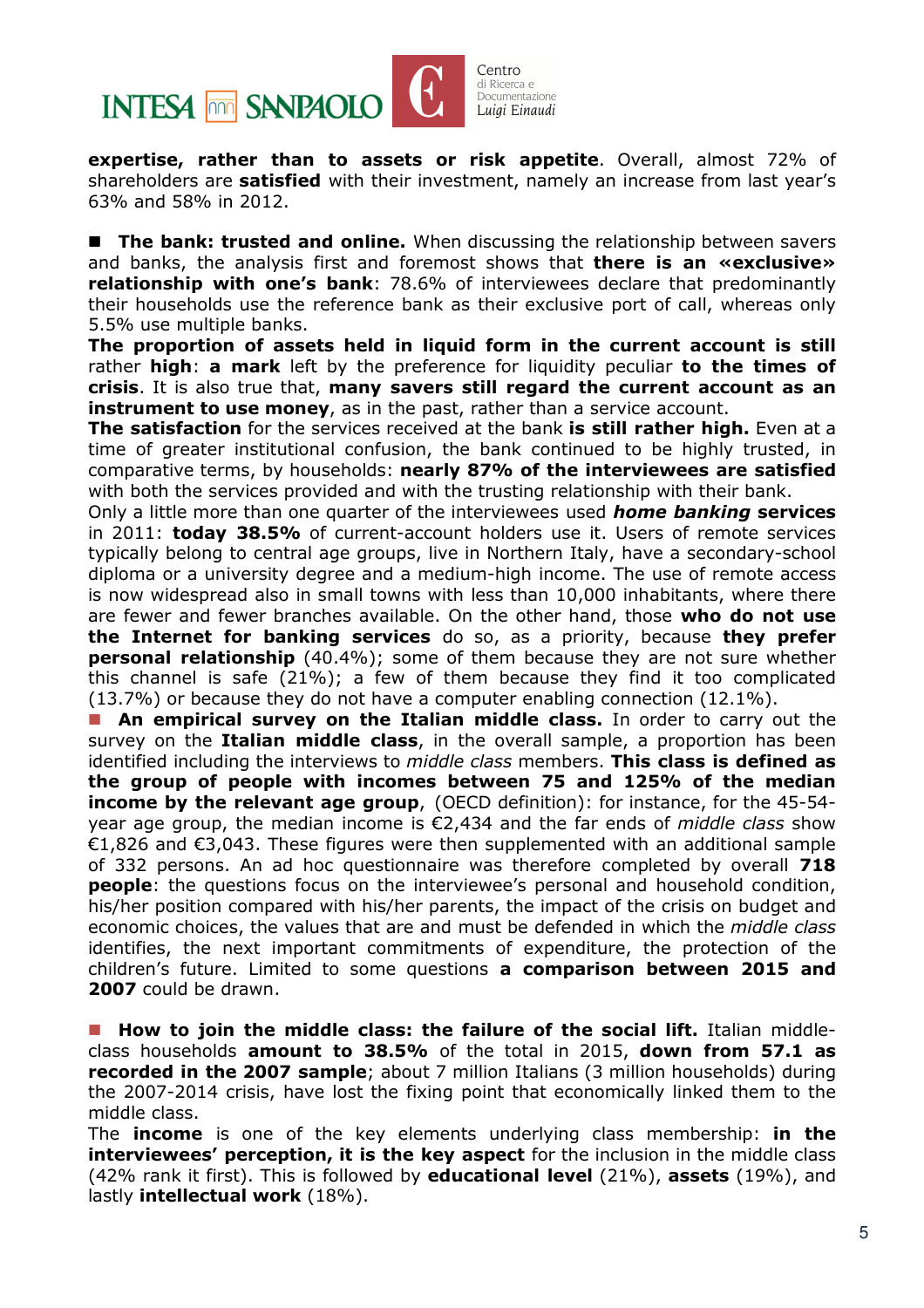**expertise, rather than to assets or risk appetite**. Overall, almost 72% of shareholders are **satisfied** with their investment, namely an increase from last year's 63% and 58% in 2012.

■ **The bank: trusted and online.** When discussing the relationship between savers and banks, the analysis first and foremost shows that **there is an «exclusive» relationship with one's bank**: 78.6% of interviewees declare that predominantly their households use the reference bank as their exclusive port of call, whereas only 5.5% use multiple banks.
**The proportion of assets held in liquid form in the current account is still** rather **high**: **a mark** left by the preference for liquidity peculiar **to the times of crisis**. It is also true that, **many savers still regard the current account as an instrument to use money**, as in the past, rather than a service account.
**The satisfaction** for the services received at the bank **is still rather high.** Even at a time of greater institutional confusion, the bank continued to be highly trusted, in comparative terms, by households: **nearly 87% of the interviewees are satisfied** with both the services provided and with the trusting relationship with their bank.
Only a little more than one quarter of the interviewees used ***home banking*** **services** in 2011: **today 38.5%** of current-account holders use it. Users of remote services typically belong to central age groups, live in Northern Italy, have a secondary-school diploma or a university degree and a medium-high income. The use of remote access is now widespread also in small towns with less than 10,000 inhabitants, where there are fewer and fewer branches available. On the other hand, those **who do not use the Internet for banking services** do so, as a priority, because **they prefer personal relationship** (40.4%); some of them because they are not sure whether this channel is safe (21%); a few of them because they find it too complicated (13.7%) or because they do not have a computer enabling connection (12.1%).

■ **An empirical survey on the Italian middle class.** In order to carry out the survey on the **Italian middle class**, in the overall sample, a proportion has been identified including the interviews to *middle class* members. **This class is defined as the group of people with incomes between 75 and 125% of the median income by the relevant age group**, (OECD definition): for instance, for the 45-54-year age group, the median income is €2,434 and the far ends of *middle class* show €1,826 and €3,043. These figures were then supplemented with an additional sample of 332 persons. An ad hoc questionnaire was therefore completed by overall **718 people**: the questions focus on the interviewee's personal and household condition, his/her position compared with his/her parents, the impact of the crisis on budget and economic choices, the values that are and must be defended in which the *middle class* identifies, the next important commitments of expenditure, the protection of the children's future. Limited to some questions **a comparison between 2015 and 2007** could be drawn.

■ **How to join the middle class: the failure of the social lift.** Italian middle-class households **amount to 38.5%** of the total in 2015, **down from 57.1 as recorded in the 2007 sample**; about 7 million Italians (3 million households) during the 2007-2014 crisis, have lost the fixing point that economically linked them to the middle class.
The **income** is one of the key elements underlying class membership: **in the interviewees' perception, it is the key aspect** for the inclusion in the middle class (42% rank it first). This is followed by **educational level** (21%), **assets** (19%), and lastly **intellectual work** (18%).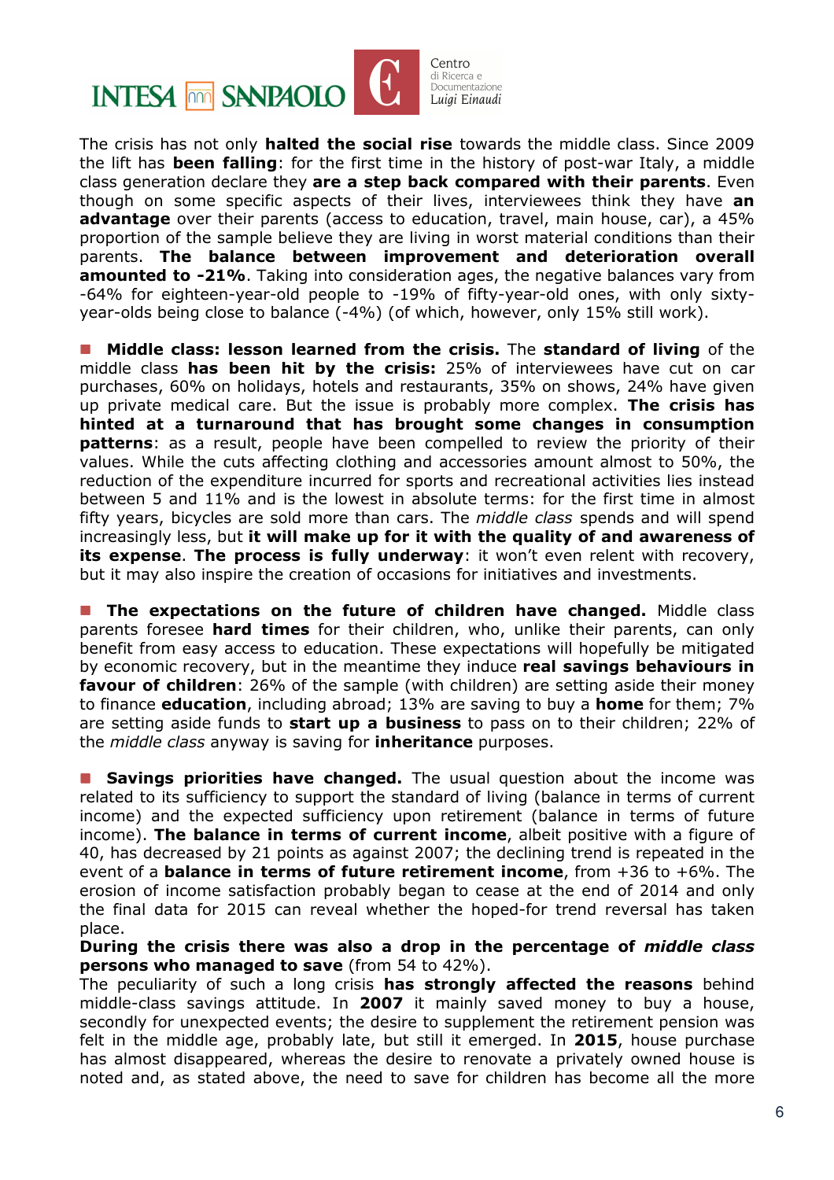The crisis has not only **halted the social rise** towards the middle class. Since 2009 the lift has **been falling**: for the first time in the history of post-war Italy, a middle class generation declare they **are a step back compared with their parents**. Even though on some specific aspects of their lives, interviewees think they have **an advantage** over their parents (access to education, travel, main house, car), a 45% proportion of the sample believe they are living in worst material conditions than their parents. **The balance between improvement and deterioration overall amounted to -21%**. Taking into consideration ages, the negative balances vary from -64% for eighteen-year-old people to -19% of fifty-year-old ones, with only sixty-year-olds being close to balance (-4%) (of which, however, only 15% still work).

- **Middle class: lesson learned from the crisis.** The **standard of living** of the middle class **has been hit by the crisis:** 25% of interviewees have cut on car purchases, 60% on holidays, hotels and restaurants, 35% on shows, 24% have given up private medical care. But the issue is probably more complex. **The crisis has hinted at a turnaround that has brought some changes in consumption patterns**: as a result, people have been compelled to review the priority of their values. While the cuts affecting clothing and accessories amount almost to 50%, the reduction of the expenditure incurred for sports and recreational activities lies instead between 5 and 11% and is the lowest in absolute terms: for the first time in almost fifty years, bicycles are sold more than cars. The *middle class* spends and will spend increasingly less, but **it will make up for it with the quality of and awareness of its expense**. **The process is fully underway**: it won't even relent with recovery, but it may also inspire the creation of occasions for initiatives and investments.

- **The expectations on the future of children have changed.** Middle class parents foresee **hard times** for their children, who, unlike their parents, can only benefit from easy access to education. These expectations will hopefully be mitigated by economic recovery, but in the meantime they induce **real savings behaviours in favour of children**: 26% of the sample (with children) are setting aside their money to finance **education**, including abroad; 13% are saving to buy a **home** for them; 7% are setting aside funds to **start up a business** to pass on to their children; 22% of the *middle class* anyway is saving for **inheritance** purposes.

- **Savings priorities have changed.** The usual question about the income was related to its sufficiency to support the standard of living (balance in terms of current income) and the expected sufficiency upon retirement (balance in terms of future income). **The balance in terms of current income**, albeit positive with a figure of 40, has decreased by 21 points as against 2007; the declining trend is repeated in the event of a **balance in terms of future retirement income**, from +36 to +6%. The erosion of income satisfaction probably began to cease at the end of 2014 and only the final data for 2015 can reveal whether the hoped-for trend reversal has taken place.

**During the crisis there was also a drop in the percentage of *middle class* persons who managed to save** (from 54 to 42%).

The peculiarity of such a long crisis **has strongly affected the reasons** behind middle-class savings attitude. In **2007** it mainly saved money to buy a house, secondly for unexpected events; the desire to supplement the retirement pension was felt in the middle age, probably late, but still it emerged. In **2015**, house purchase has almost disappeared, whereas the desire to renovate a privately owned house is noted and, as stated above, the need to save for children has become all the more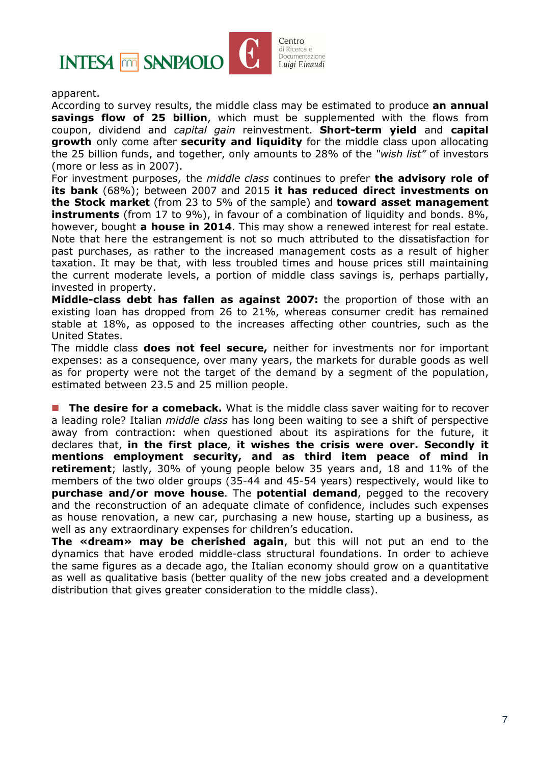apparent.

According to survey results, the middle class may be estimated to produce **an annual savings flow of 25 billion**, which must be supplemented with the flows from coupon, dividend and *capital gain* reinvestment. **Short-term yield** and **capital growth** only come after **security and liquidity** for the middle class upon allocating the 25 billion funds, and together, only amounts to 28% of the *"wish list"* of investors (more or less as in 2007).

For investment purposes, the *middle class* continues to prefer **the advisory role of its bank** (68%); between 2007 and 2015 **it has reduced direct investments on the Stock market** (from 23 to 5% of the sample) and **toward asset management instruments** (from 17 to 9%), in favour of a combination of liquidity and bonds. 8%, however, bought **a house in 2014**. This may show a renewed interest for real estate. Note that here the estrangement is not so much attributed to the dissatisfaction for past purchases, as rather to the increased management costs as a result of higher taxation. It may be that, with less troubled times and house prices still maintaining the current moderate levels, a portion of middle class savings is, perhaps partially, invested in property.

**Middle-class debt has fallen as against 2007:** the proportion of those with an existing loan has dropped from 26 to 21%, whereas consumer credit has remained stable at 18%, as opposed to the increases affecting other countries, such as the United States.

The middle class **does not feel secure,** neither for investments nor for important expenses: as a consequence, over many years, the markets for durable goods as well as for property were not the target of the demand by a segment of the population, estimated between 23.5 and 25 million people.

- **The desire for a comeback.** What is the middle class saver waiting for to recover a leading role? Italian *middle class* has long been waiting to see a shift of perspective away from contraction: when questioned about its aspirations for the future, it declares that, **in the first place**, **it wishes the crisis were over. Secondly it mentions employment security, and as third item peace of mind in retirement**; lastly, 30% of young people below 35 years and, 18 and 11% of the members of the two older groups (35-44 and 45-54 years) respectively, would like to **purchase and/or move house**. The **potential demand**, pegged to the recovery and the reconstruction of an adequate climate of confidence, includes such expenses as house renovation, a new car, purchasing a new house, starting up a business, as well as any extraordinary expenses for children's education.

**The «dream» may be cherished again**, but this will not put an end to the dynamics that have eroded middle-class structural foundations. In order to achieve the same figures as a decade ago, the Italian economy should grow on a quantitative as well as qualitative basis (better quality of the new jobs created and a development distribution that gives greater consideration to the middle class).